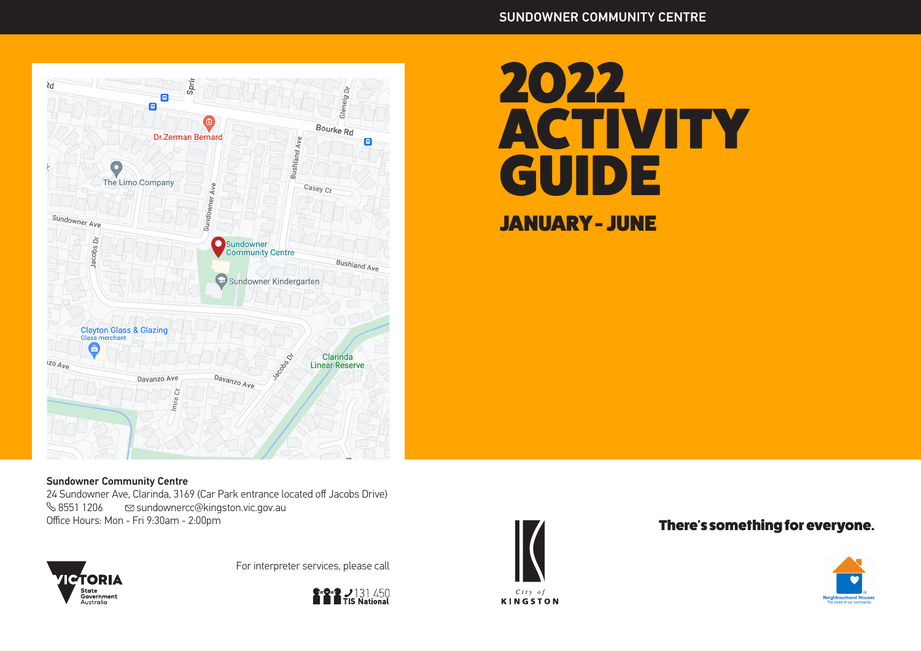# 2022 ACTIVITY GUIDE

## JANUARY - JUNE

**Sundowner Community Centre**
24 Sundowner Ave, Clarinda, 3169 (Car Park entrance located off Jacobs Drive)
8551 1206 sundownercc@kingston.vic.gov.au
Office Hours: Mon - Fri 9:30am - 2:00pm

For interpreter services, please call 131 450 TIS National

**There's something for everyone.**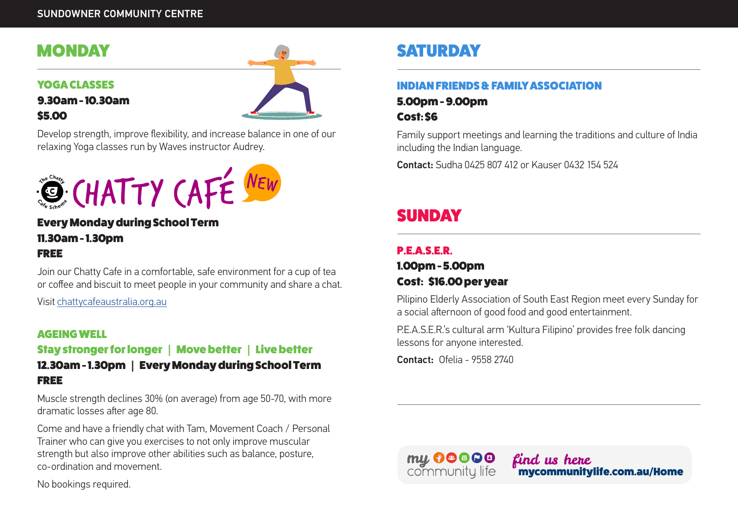## MONDAY

### YOGA CLASSES

**9.30am - 10.30am**
**$5.00**

Develop strength, improve flexibility, and increase balance in one of our relaxing Yoga classes run by Waves instructor Audrey.

### CHATTY CAFÉ NEW

**Every Monday during School Term**
**11.30am - 1.30pm**
**FREE**

Join our Chatty Cafe in a comfortable, safe environment for a cup of tea or coffee and biscuit to meet people in your community and share a chat.

Visit chattycafeaustralia.org.au

### AGEING WELL

**Stay stronger for longer | Move better | Live better**

**12.30am - 1.30pm | Every Monday during School Term**
**FREE**

Muscle strength declines 30% (on average) from age 50-70, with more dramatic losses after age 80.

Come and have a friendly chat with Tam, Movement Coach / Personal Trainer who can give you exercises to not only improve muscular strength but also improve other abilities such as balance, posture, co-ordination and movement.

No bookings required.

## SATURDAY

### INDIAN FRIENDS & FAMILY ASSOCIATION

**5.00pm - 9.00pm**
**Cost: $6**

Family support meetings and learning the traditions and culture of India including the Indian language.

**Contact:** Sudha 0425 807 412 or Kauser 0432 154 524

## SUNDAY

### P.E.A.S.E.R.

**1.00pm - 5.00pm**
**Cost: $16.00 per year**

Pilipino Elderly Association of South East Region meet every Sunday for a social afternoon of good food and good entertainment.

P.E.A.S.E.R.'s cultural arm 'Kultura Filipino' provides free folk dancing lessons for anyone interested.

**Contact:** Ofelia - 9558 2740

my community life — *find us here* **mycommunitylife.com.au/Home**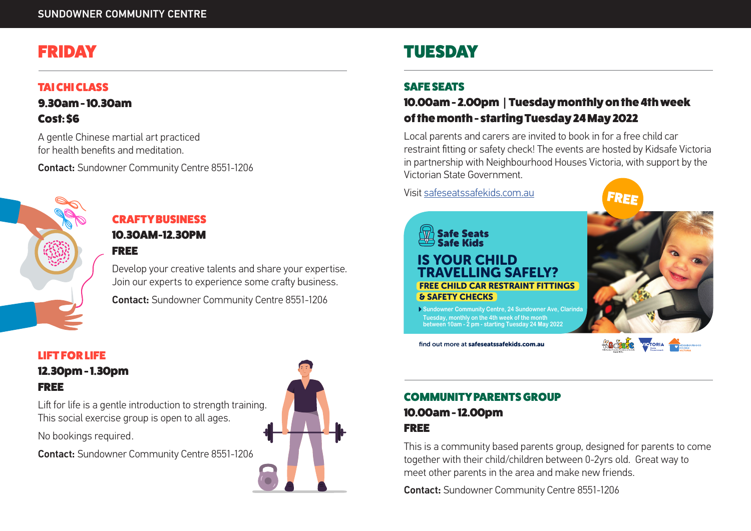# FRIDAY

### TAI CHI CLASS

**9.30am - 10.30am**

**Cost: $6**

A gentle Chinese martial art practiced for health benefits and meditation.

**Contact:** Sundowner Community Centre 8551-1206

### CRAFTY BUSINESS

**10.30AM-12.30PM**

**FREE**

Develop your creative talents and share your expertise. Join our experts to experience some crafty business.

**Contact:** Sundowner Community Centre 8551-1206

### LIFT FOR LIFE

**12.30pm - 1.30pm**

**FREE**

Lift for life is a gentle introduction to strength training. This social exercise group is open to all ages.

No bookings required.

**Contact:** Sundowner Community Centre 8551-1206

# TUESDAY

### SAFE SEATS

**10.00am - 2.00pm | Tuesday monthly on the 4th week of the month - starting Tuesday 24 May 2022**

Local parents and carers are invited to book in for a free child car restraint fitting or safety check! The events are hosted by Kidsafe Victoria in partnership with Neighbourhood Houses Victoria, with support by the Victorian State Government.

Visit safeseatssafekids.com.au

FREE

Safe Seats Safe Kids

IS YOUR CHILD TRAVELLING SAFELY?

FREE CHILD CAR RESTRAINT FITTINGS & SAFETY CHECKS

Sundowner Community Centre, 24 Sundowner Ave, Clarinda
Tuesday, monthly on the 4th week of the month between 10am - 2 pm - starting Tuesday 24 May 2022

find out more at safeseatssafekids.com.au

### COMMUNITY PARENTS GROUP

**10.00am - 12.00pm**

**FREE**

This is a community based parents group, designed for parents to come together with their child/children between 0-2yrs old. Great way to meet other parents in the area and make new friends.

**Contact:** Sundowner Community Centre 8551-1206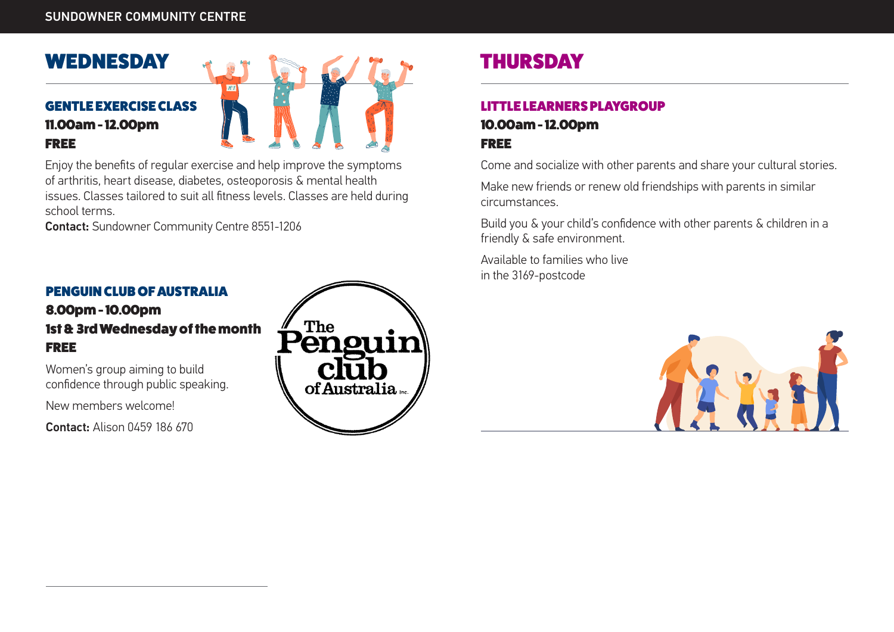# WEDNESDAY

### GENTLE EXERCISE CLASS

**11.00am - 12.00pm**

**FREE**

Enjoy the benefits of regular exercise and help improve the symptoms of arthritis, heart disease, diabetes, osteoporosis & mental health issues. Classes tailored to suit all fitness levels. Classes are held during school terms.

**Contact:** Sundowner Community Centre 8551-1206

### PENGUIN CLUB OF AUSTRALIA

**8.00pm - 10.00pm**

**1st & 3rd Wednesday of the month**

**FREE**

Women's group aiming to build confidence through public speaking.

New members welcome!

**Contact:** Alison 0459 186 670

# THURSDAY

### LITTLE LEARNERS PLAYGROUP

**10.00am - 12.00pm**

**FREE**

Come and socialize with other parents and share your cultural stories.

Make new friends or renew old friendships with parents in similar circumstances.

Build you & your child's confidence with other parents & children in a friendly & safe environment.

Available to families who live in the 3169-postcode